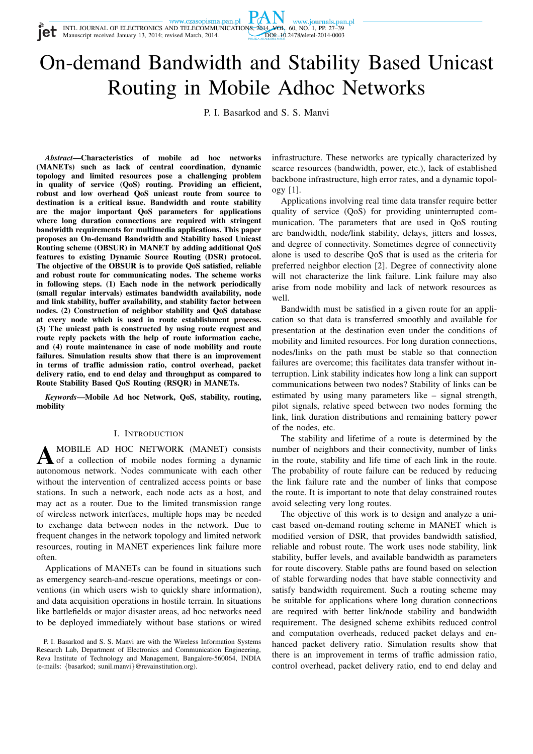# On-demand Bandwidth and Stability Based Unicast Routing in Mobile Adhoc Networks

P. I. Basarkod and S. S. Manvi

***Abstract*—Characteristics of mobile ad hoc networks (MANETs) such as lack of central coordination, dynamic topology and limited resources pose a challenging problem in quality of service (QoS) routing. Providing an efficient, robust and low overhead QoS unicast route from source to destination is a critical issue. Bandwidth and route stability are the major important QoS parameters for applications where long duration connections are required with stringent bandwidth requirements for multimedia applications. This paper proposes an On-demand Bandwidth and Stability based Unicast Routing scheme (OBSUR) in MANET by adding additional QoS features to existing Dynamic Source Routing (DSR) protocol. The objective of the OBSUR is to provide QoS satisfied, reliable and robust route for communicating nodes. The scheme works in following steps. (1) Each node in the network periodically (small regular intervals) estimates bandwidth availability, node and link stability, buffer availability, and stability factor between nodes. (2) Construction of neighbor stability and QoS database at every node which is used in route establishment process. (3) The unicast path is constructed by using route request and route reply packets with the help of route information cache, and (4) route maintenance in case of node mobility and route failures. Simulation results show that there is an improvement in terms of traffic admission ratio, control overhead, packet delivery ratio, end to end delay and throughput as compared to Route Stability Based QoS Routing (RSQR) in MANETs.**

***Keywords*—Mobile Ad hoc Network, QoS, stability, routing, mobility**

## I. Introduction

A MOBILE AD HOC NETWORK (MANET) consists of a collection of mobile nodes forming a dynamic autonomous network. Nodes communicate with each other without the intervention of centralized access points or base stations. In such a network, each node acts as a host, and may act as a router. Due to the limited transmission range of wireless network interfaces, multiple hops may be needed to exchange data between nodes in the network. Due to frequent changes in the network topology and limited network resources, routing in MANET experiences link failure more often.

Applications of MANETs can be found in situations such as emergency search-and-rescue operations, meetings or conventions (in which users wish to quickly share information), and data acquisition operations in hostile terrain. In situations like battlefields or major disaster areas, ad hoc networks need to be deployed immediately without base stations or wired infrastructure. These networks are typically characterized by scarce resources (bandwidth, power, etc.), lack of established backbone infrastructure, high error rates, and a dynamic topology [1].

Applications involving real time data transfer require better quality of service (QoS) for providing uninterrupted communication. The parameters that are used in QoS routing are bandwidth, node/link stability, delays, jitters and losses, and degree of connectivity. Sometimes degree of connectivity alone is used to describe QoS that is used as the criteria for preferred neighbor election [2]. Degree of connectivity alone will not characterize the link failure. Link failure may also arise from node mobility and lack of network resources as well.

Bandwidth must be satisfied in a given route for an application so that data is transferred smoothly and available for presentation at the destination even under the conditions of mobility and limited resources. For long duration connections, nodes/links on the path must be stable so that connection failures are overcome; this facilitates data transfer without interruption. Link stability indicates how long a link can support communications between two nodes? Stability of links can be estimated by using many parameters like – signal strength, pilot signals, relative speed between two nodes forming the link, link duration distributions and remaining battery power of the nodes, etc.

The stability and lifetime of a route is determined by the number of neighbors and their connectivity, number of links in the route, stability and life time of each link in the route. The probability of route failure can be reduced by reducing the link failure rate and the number of links that compose the route. It is important to note that delay constrained routes avoid selecting very long routes.

The objective of this work is to design and analyze a unicast based on-demand routing scheme in MANET which is modified version of DSR, that provides bandwidth satisfied, reliable and robust route. The work uses node stability, link stability, buffer levels, and available bandwidth as parameters for route discovery. Stable paths are found based on selection of stable forwarding nodes that have stable connectivity and satisfy bandwidth requirement. Such a routing scheme may be suitable for applications where long duration connections are required with better link/node stability and bandwidth requirement. The designed scheme exhibits reduced control and computation overheads, reduced packet delays and enhanced packet delivery ratio. Simulation results show that there is an improvement in terms of traffic admission ratio, control overhead, packet delivery ratio, end to end delay and

P. I. Basarkod and S. S. Manvi are with the Wireless Information Systems Research Lab, Department of Electronics and Communication Engineering, Reva Institute of Technology and Management, Bangalore-560064, INDIA (e-mails: {basarkod; sunil.manvi}@revainstitution.org).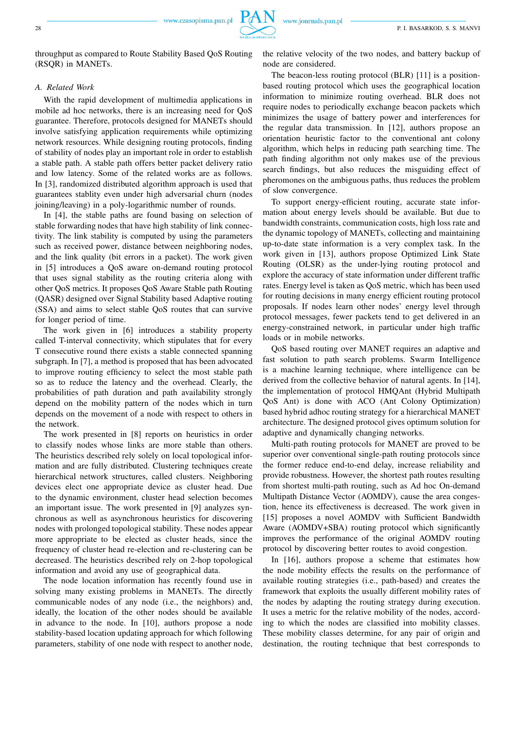throughput as compared to Route Stability Based QoS Routing (RSQR) in MANETs.

### A. Related Work

With the rapid development of multimedia applications in mobile ad hoc networks, there is an increasing need for QoS guarantee. Therefore, protocols designed for MANETs should involve satisfying application requirements while optimizing network resources. While designing routing protocols, finding of stability of nodes play an important role in order to establish a stable path. A stable path offers better packet delivery ratio and low latency. Some of the related works are as follows. In [3], randomized distributed algorithm approach is used that guarantees stablity even under high adversarial churn (nodes joining/leaving) in a poly-logarithmic number of rounds.

In [4], the stable paths are found basing on selection of stable forwarding nodes that have high stability of link connectivity. The link stability is computed by using the parameters such as received power, distance between neighboring nodes, and the link quality (bit errors in a packet). The work given in [5] introduces a QoS aware on-demand routing protocol that uses signal stability as the routing criteria along with other QoS metrics. It proposes QoS Aware Stable path Routing (QASR) designed over Signal Stability based Adaptive routing (SSA) and aims to select stable QoS routes that can survive for longer period of time.

The work given in [6] introduces a stability property called T-interval connectivity, which stipulates that for every T consecutive round there exists a stable connected spanning subgraph. In [7], a method is proposed that has been advocated to improve routing efficiency to select the most stable path so as to reduce the latency and the overhead. Clearly, the probabilities of path duration and path availability strongly depend on the mobility pattern of the nodes which in turn depends on the movement of a node with respect to others in the network.

The work presented in [8] reports on heuristics in order to classify nodes whose links are more stable than others. The heuristics described rely solely on local topological information and are fully distributed. Clustering techniques create hierarchical network structures, called clusters. Neighboring devices elect one appropriate device as cluster head. Due to the dynamic environment, cluster head selection becomes an important issue. The work presented in [9] analyzes synchronous as well as asynchronous heuristics for discovering nodes with prolonged topological stability. These nodes appear more appropriate to be elected as cluster heads, since the frequency of cluster head re-election and re-clustering can be decreased. The heuristics described rely on 2-hop topological information and avoid any use of geographical data.

The node location information has recently found use in solving many existing problems in MANETs. The directly communicable nodes of any node (i.e., the neighbors) and, ideally, the location of the other nodes should be available in advance to the node. In [10], authors propose a node stability-based location updating approach for which following parameters, stability of one node with respect to another node, the relative velocity of the two nodes, and battery backup of node are considered.

The beacon-less routing protocol (BLR) [11] is a position-based routing protocol which uses the geographical location information to minimize routing overhead. BLR does not require nodes to periodically exchange beacon packets which minimizes the usage of battery power and interferences for the regular data transmission. In [12], authors propose an orientation heuristic factor to the conventional ant colony algorithm, which helps in reducing path searching time. The path finding algorithm not only makes use of the previous search findings, but also reduces the misguiding effect of pheromones on the ambiguous paths, thus reduces the problem of slow convergence.

To support energy-efficient routing, accurate state information about energy levels should be available. But due to bandwidth constraints, communication costs, high loss rate and the dynamic topology of MANETs, collecting and maintaining up-to-date state information is a very complex task. In the work given in [13], authors propose Optimized Link State Routing (OLSR) as the under-lying routing protocol and explore the accuracy of state information under different traffic rates. Energy level is taken as QoS metric, which has been used for routing decisions in many energy efficient routing protocol proposals. If nodes learn other nodes' energy level through protocol messages, fewer packets tend to get delivered in an energy-constrained network, in particular under high traffic loads or in mobile networks.

QoS based routing over MANET requires an adaptive and fast solution to path search problems. Swarm Intelligence is a machine learning technique, where intelligence can be derived from the collective behavior of natural agents. In [14], the implementation of protocol HMQAnt (Hybrid Multipath QoS Ant) is done with ACO (Ant Colony Optimization) based hybrid adhoc routing strategy for a hierarchical MANET architecture. The designed protocol gives optimum solution for adaptive and dynamically changing networks.

Multi-path routing protocols for MANET are proved to be superior over conventional single-path routing protocols since the former reduce end-to-end delay, increase reliability and provide robustness. However, the shortest path routes resulting from shortest multi-path routing, such as Ad hoc On-demand Multipath Distance Vector (AOMDV), cause the area congestion, hence its effectiveness is decreased. The work given in [15] proposes a novel AOMDV with Sufficient Bandwidth Aware (AOMDV+SBA) routing protocol which significantly improves the performance of the original AOMDV routing protocol by discovering better routes to avoid congestion.

In [16], authors propose a scheme that estimates how the node mobility effects the results on the performance of available routing strategies (i.e., path-based) and creates the framework that exploits the usually different mobility rates of the nodes by adapting the routing strategy during execution. It uses a metric for the relative mobility of the nodes, according to which the nodes are classified into mobility classes. These mobility classes determine, for any pair of origin and destination, the routing technique that best corresponds to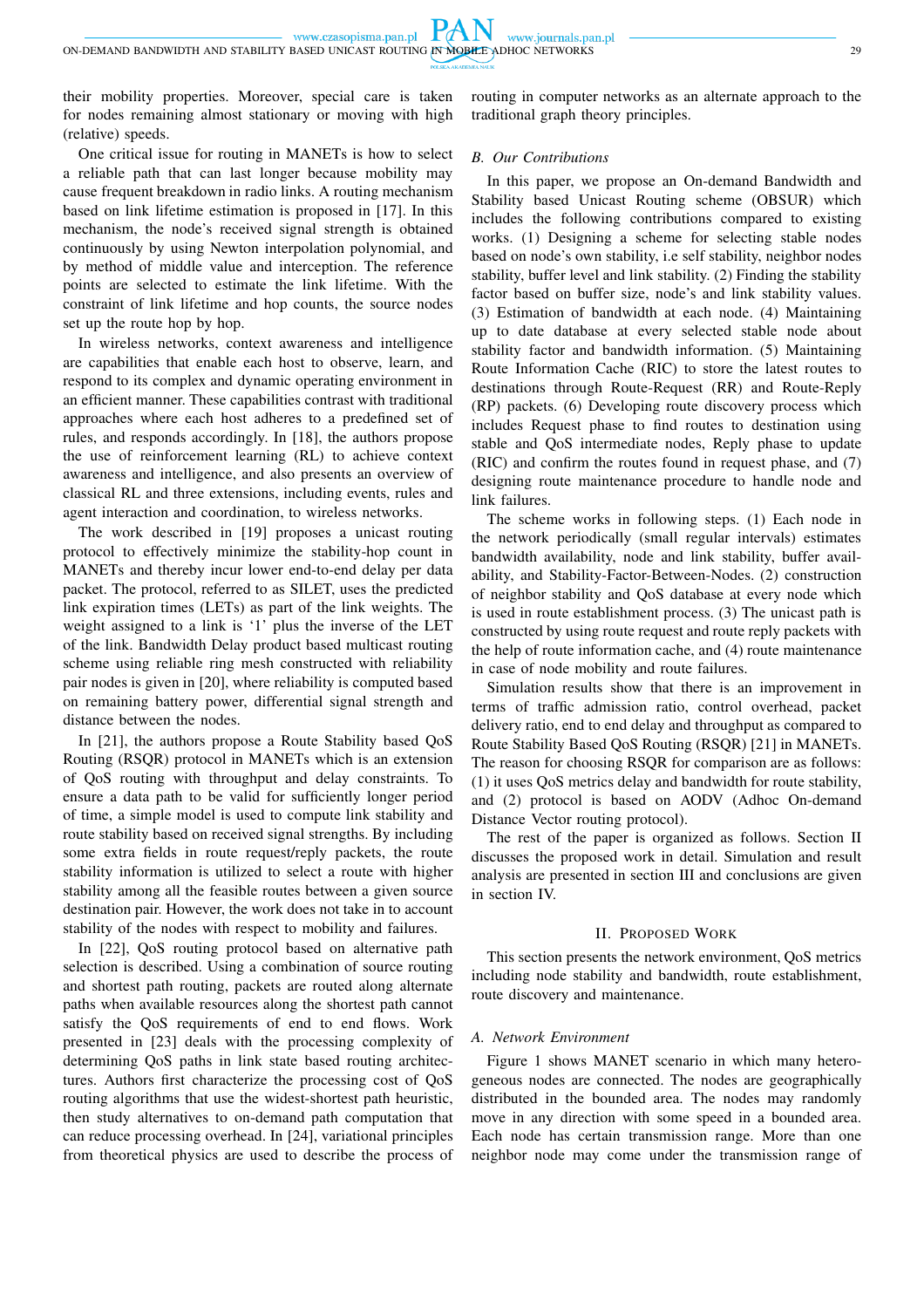their mobility properties. Moreover, special care is taken for nodes remaining almost stationary or moving with high (relative) speeds.

One critical issue for routing in MANETs is how to select a reliable path that can last longer because mobility may cause frequent breakdown in radio links. A routing mechanism based on link lifetime estimation is proposed in [17]. In this mechanism, the node's received signal strength is obtained continuously by using Newton interpolation polynomial, and by method of middle value and interception. The reference points are selected to estimate the link lifetime. With the constraint of link lifetime and hop counts, the source nodes set up the route hop by hop.

In wireless networks, context awareness and intelligence are capabilities that enable each host to observe, learn, and respond to its complex and dynamic operating environment in an efficient manner. These capabilities contrast with traditional approaches where each host adheres to a predefined set of rules, and responds accordingly. In [18], the authors propose the use of reinforcement learning (RL) to achieve context awareness and intelligence, and also presents an overview of classical RL and three extensions, including events, rules and agent interaction and coordination, to wireless networks.

The work described in [19] proposes a unicast routing protocol to effectively minimize the stability-hop count in MANETs and thereby incur lower end-to-end delay per data packet. The protocol, referred to as SILET, uses the predicted link expiration times (LETs) as part of the link weights. The weight assigned to a link is '1' plus the inverse of the LET of the link. Bandwidth Delay product based multicast routing scheme using reliable ring mesh constructed with reliability pair nodes is given in [20], where reliability is computed based on remaining battery power, differential signal strength and distance between the nodes.

In [21], the authors propose a Route Stability based QoS Routing (RSQR) protocol in MANETs which is an extension of QoS routing with throughput and delay constraints. To ensure a data path to be valid for sufficiently longer period of time, a simple model is used to compute link stability and route stability based on received signal strengths. By including some extra fields in route request/reply packets, the route stability information is utilized to select a route with higher stability among all the feasible routes between a given source destination pair. However, the work does not take in to account stability of the nodes with respect to mobility and failures.

In [22], QoS routing protocol based on alternative path selection is described. Using a combination of source routing and shortest path routing, packets are routed along alternate paths when available resources along the shortest path cannot satisfy the QoS requirements of end to end flows. Work presented in [23] deals with the processing complexity of determining QoS paths in link state based routing architectures. Authors first characterize the processing cost of QoS routing algorithms that use the widest-shortest path heuristic, then study alternatives to on-demand path computation that can reduce processing overhead. In [24], variational principles from theoretical physics are used to describe the process of routing in computer networks as an alternate approach to the traditional graph theory principles.

### B. Our Contributions

In this paper, we propose an On-demand Bandwidth and Stability based Unicast Routing scheme (OBSUR) which includes the following contributions compared to existing works. (1) Designing a scheme for selecting stable nodes based on node's own stability, i.e self stability, neighbor nodes stability, buffer level and link stability. (2) Finding the stability factor based on buffer size, node's and link stability values. (3) Estimation of bandwidth at each node. (4) Maintaining up to date database at every selected stable node about stability factor and bandwidth information. (5) Maintaining Route Information Cache (RIC) to store the latest routes to destinations through Route-Request (RR) and Route-Reply (RP) packets. (6) Developing route discovery process which includes Request phase to find routes to destination using stable and QoS intermediate nodes, Reply phase to update (RIC) and confirm the routes found in request phase, and (7) designing route maintenance procedure to handle node and link failures.

The scheme works in following steps. (1) Each node in the network periodically (small regular intervals) estimates bandwidth availability, node and link stability, buffer availability, and Stability-Factor-Between-Nodes. (2) construction of neighbor stability and QoS database at every node which is used in route establishment process. (3) The unicast path is constructed by using route request and route reply packets with the help of route information cache, and (4) route maintenance in case of node mobility and route failures.

Simulation results show that there is an improvement in terms of traffic admission ratio, control overhead, packet delivery ratio, end to end delay and throughput as compared to Route Stability Based QoS Routing (RSQR) [21] in MANETs. The reason for choosing RSQR for comparison are as follows: (1) it uses QoS metrics delay and bandwidth for route stability, and (2) protocol is based on AODV (Adhoc On-demand Distance Vector routing protocol).

The rest of the paper is organized as follows. Section II discusses the proposed work in detail. Simulation and result analysis are presented in section III and conclusions are given in section IV.

## II. Proposed Work

This section presents the network environment, QoS metrics including node stability and bandwidth, route establishment, route discovery and maintenance.

### A. Network Environment

Figure 1 shows MANET scenario in which many heterogeneous nodes are connected. The nodes are geographically distributed in the bounded area. The nodes may randomly move in any direction with some speed in a bounded area. Each node has certain transmission range. More than one neighbor node may come under the transmission range of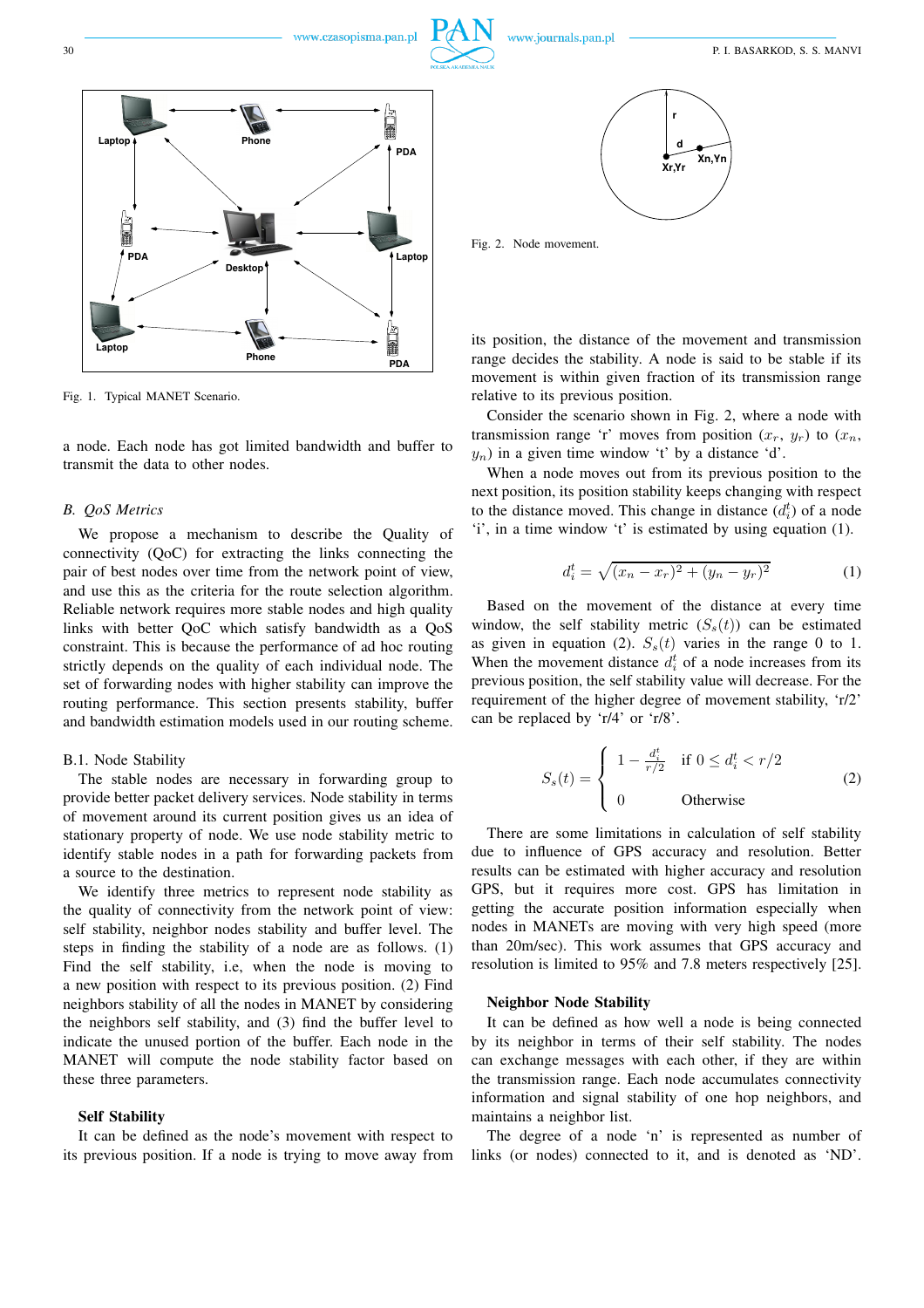Fig. 1. Typical MANET Scenario.

a node. Each node has got limited bandwidth and buffer to transmit the data to other nodes.

### B. QoS Metrics

We propose a mechanism to describe the Quality of connectivity (QoC) for extracting the links connecting the pair of best nodes over time from the network point of view, and use this as the criteria for the route selection algorithm. Reliable network requires more stable nodes and high quality links with better QoC which satisfy bandwidth as a QoS constraint. This is because the performance of ad hoc routing strictly depends on the quality of each individual node. The set of forwarding nodes with higher stability can improve the routing performance. This section presents stability, buffer and bandwidth estimation models used in our routing scheme.

#### B.1. Node Stability

The stable nodes are necessary in forwarding group to provide better packet delivery services. Node stability in terms of movement around its current position gives us an idea of stationary property of node. We use node stability metric to identify stable nodes in a path for forwarding packets from a source to the destination.

We identify three metrics to represent node stability as the quality of connectivity from the network point of view: self stability, neighbor nodes stability and buffer level. The steps in finding the stability of a node are as follows. (1) Find the self stability, i.e, when the node is moving to a new position with respect to its previous position. (2) Find neighbors stability of all the nodes in MANET by considering the neighbors self stability, and (3) find the buffer level to indicate the unused portion of the buffer. Each node in the MANET will compute the node stability factor based on these three parameters.

**Self Stability**

It can be defined as the node's movement with respect to its previous position. If a node is trying to move away from its position, the distance of the movement and transmission range decides the stability. A node is said to be stable if its movement is within given fraction of its transmission range relative to its previous position.

Fig. 2. Node movement.

Consider the scenario shown in Fig. 2, where a node with transmission range 'r' moves from position ($x_r$, $y_r$) to ($x_n$, $y_n$) in a given time window 't' by a distance 'd'.

When a node moves out from its previous position to the next position, its position stability keeps changing with respect to the distance moved. This change in distance ($d_i^t$) of a node 'i', in a time window 't' is estimated by using equation (1).

$$d_i^t = \sqrt{(x_n - x_r)^2 + (y_n - y_r)^2} \quad (1)$$

Based on the movement of the distance at every time window, the self stability metric ($S_s(t)$) can be estimated as given in equation (2). $S_s(t)$ varies in the range 0 to 1. When the movement distance $d_i^t$ of a node increases from its previous position, the self stability value will decrease. For the requirement of the higher degree of movement stability, 'r/2' can be replaced by 'r/4' or 'r/8'.

$$S_s(t) = \begin{cases} 1 - \frac{d_i^t}{r/2} & \text{if } 0 \leq d_i^t < r/2 \\ 0 & \text{Otherwise} \end{cases} \quad (2)$$

There are some limitations in calculation of self stability due to influence of GPS accuracy and resolution. Better results can be estimated with higher accuracy and resolution GPS, but it requires more cost. GPS has limitation in getting the accurate position information especially when nodes in MANETs are moving with very high speed (more than 20m/sec). This work assumes that GPS accuracy and resolution is limited to 95% and 7.8 meters respectively [25].

**Neighbor Node Stability**

It can be defined as how well a node is being connected by its neighbor in terms of their self stability. The nodes can exchange messages with each other, if they are within the transmission range. Each node accumulates connectivity information and signal stability of one hop neighbors, and maintains a neighbor list.

The degree of a node 'n' is represented as number of links (or nodes) connected to it, and is denoted as 'ND'.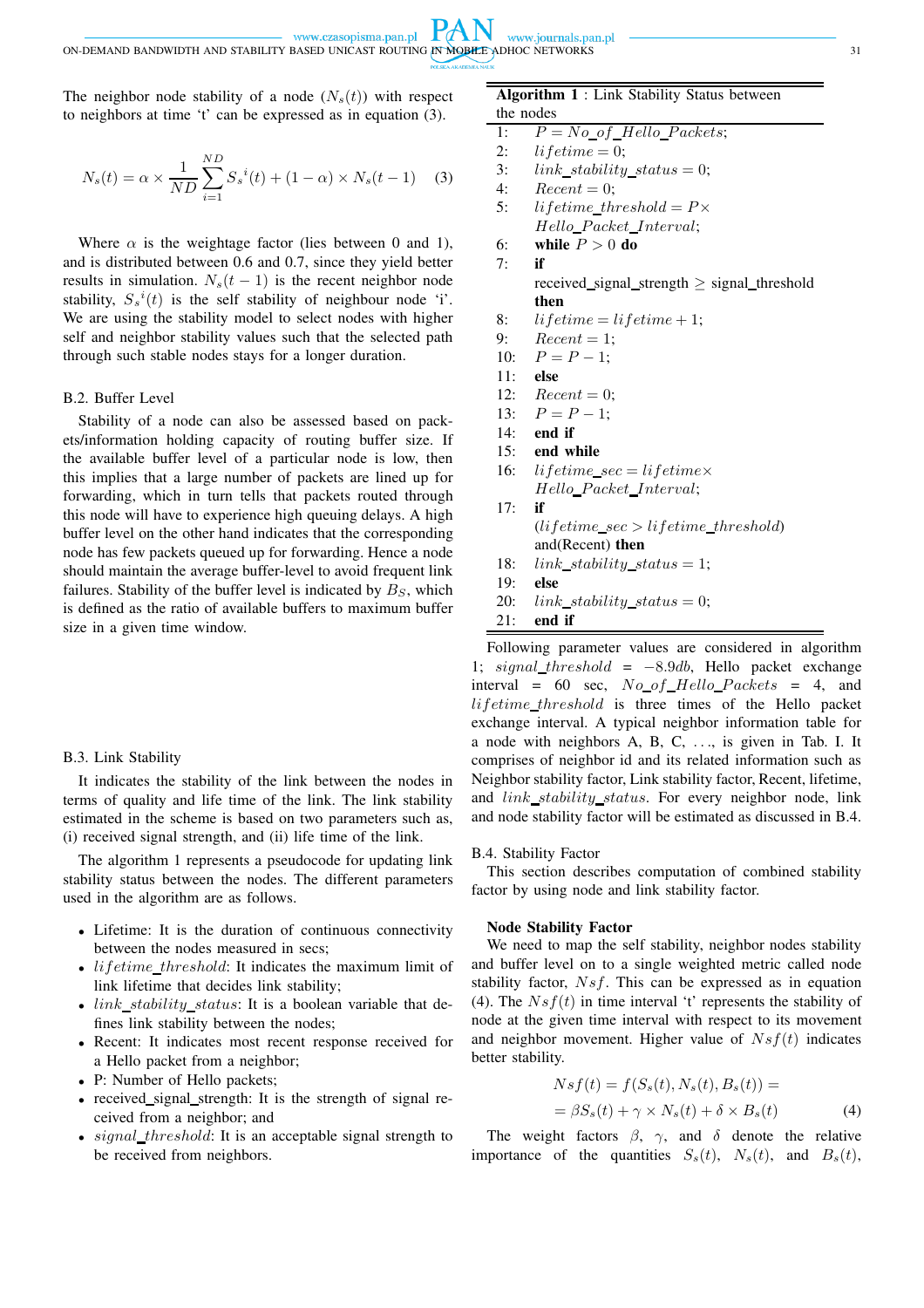The neighbor node stability of a node ($N_s(t)$) with respect to neighbors at time 't' can be expressed as in equation (3).

$$N_s(t) = \alpha \times \frac{1}{ND} \sum_{i=1}^{ND} {S_s}^i(t) + (1-\alpha) \times N_s(t-1) \quad (3)$$

Where $\alpha$ is the weightage factor (lies between 0 and 1), and is distributed between 0.6 and 0.7, since they yield better results in simulation. $N_s(t-1)$ is the recent neighbor node stability, ${S_s}^i(t)$ is the self stability of neighbour node 'i'. We are using the stability model to select nodes with higher self and neighbor stability values such that the selected path through such stable nodes stays for a longer duration.

### B.2. Buffer Level

Stability of a node can also be assessed based on packets/information holding capacity of routing buffer size. If the available buffer level of a particular node is low, then this implies that a large number of packets are lined up for forwarding, which in turn tells that packets routed through this node will have to experience high queuing delays. A high buffer level on the other hand indicates that the corresponding node has few packets queued up for forwarding. Hence a node should maintain the average buffer-level to avoid frequent link failures. Stability of the buffer level is indicated by $B_S$, which is defined as the ratio of available buffers to maximum buffer size in a given time window.

### B.3. Link Stability

It indicates the stability of the link between the nodes in terms of quality and life time of the link. The link stability estimated in the scheme is based on two parameters such as, (i) received signal strength, and (ii) life time of the link.

The algorithm 1 represents a pseudocode for updating link stability status between the nodes. The different parameters used in the algorithm are as follows.

- Lifetime: It is the duration of continuous connectivity between the nodes measured in secs;
- $lifetime\_threshold$: It indicates the maximum limit of link lifetime that decides link stability;
- $link\_stability\_status$: It is a boolean variable that defines link stability between the nodes;
- Recent: It indicates most recent response received for a Hello packet from a neighbor;
- P: Number of Hello packets;
- received_signal_strength: It is the strength of signal received from a neighbor; and
- $signal\_threshold$: It is an acceptable signal strength to be received from neighbors.

**Algorithm 1** : Link Stability Status between the nodes

```
1:  P = No_of_Hello_Packets;
2:  lifetime = 0;
3:  link_stability_status = 0;
4:  Recent = 0;
5:  lifetime_threshold = P×
    Hello_Packet_Interval;
6:  while P > 0 do
7:  if
    received_signal_strength ≥ signal_threshold
    then
8:  lifetime = lifetime + 1;
9:  Recent = 1;
10: P = P − 1;
11: else
12: Recent = 0;
13: P = P − 1;
14: end if
15: end while
16: lifetime_sec = lifetime×
    Hello_Packet_Interval;
17: if
    (lifetime_sec > lifetime_threshold)
    and(Recent) then
18: link_stability_status = 1;
19: else
20: link_stability_status = 0;
21: end if
```

Following parameter values are considered in algorithm 1; $signal\_threshold = -8.9db$, Hello packet exchange interval = 60 sec, $No\_of\_Hello\_Packets = 4$, and $lifetime\_threshold$ is three times of the Hello packet exchange interval. A typical neighbor information table for a node with neighbors A, B, C, ..., is given in Tab. I. It comprises of neighbor id and its related information such as Neighbor stability factor, Link stability factor, Recent, lifetime, and $link\_stability\_status$. For every neighbor node, link and node stability factor will be estimated as discussed in B.4.

### B.4. Stability Factor

This section describes computation of combined stability factor by using node and link stability factor.

**Node Stability Factor**

We need to map the self stability, neighbor nodes stability and buffer level on to a single weighted metric called node stability factor, $Nsf$. This can be expressed as in equation (4). The $Nsf(t)$ in time interval 't' represents the stability of node at the given time interval with respect to its movement and neighbor movement. Higher value of $Nsf(t)$ indicates better stability.

$$\begin{aligned} Nsf(t) &= f(S_s(t), N_s(t), B_s(t)) = \\ &= \beta S_s(t) + \gamma \times N_s(t) + \delta \times B_s(t) \end{aligned} \quad (4)$$

The weight factors $\beta$, $\gamma$, and $\delta$ denote the relative importance of the quantities $S_s(t)$, $N_s(t)$, and $B_s(t)$,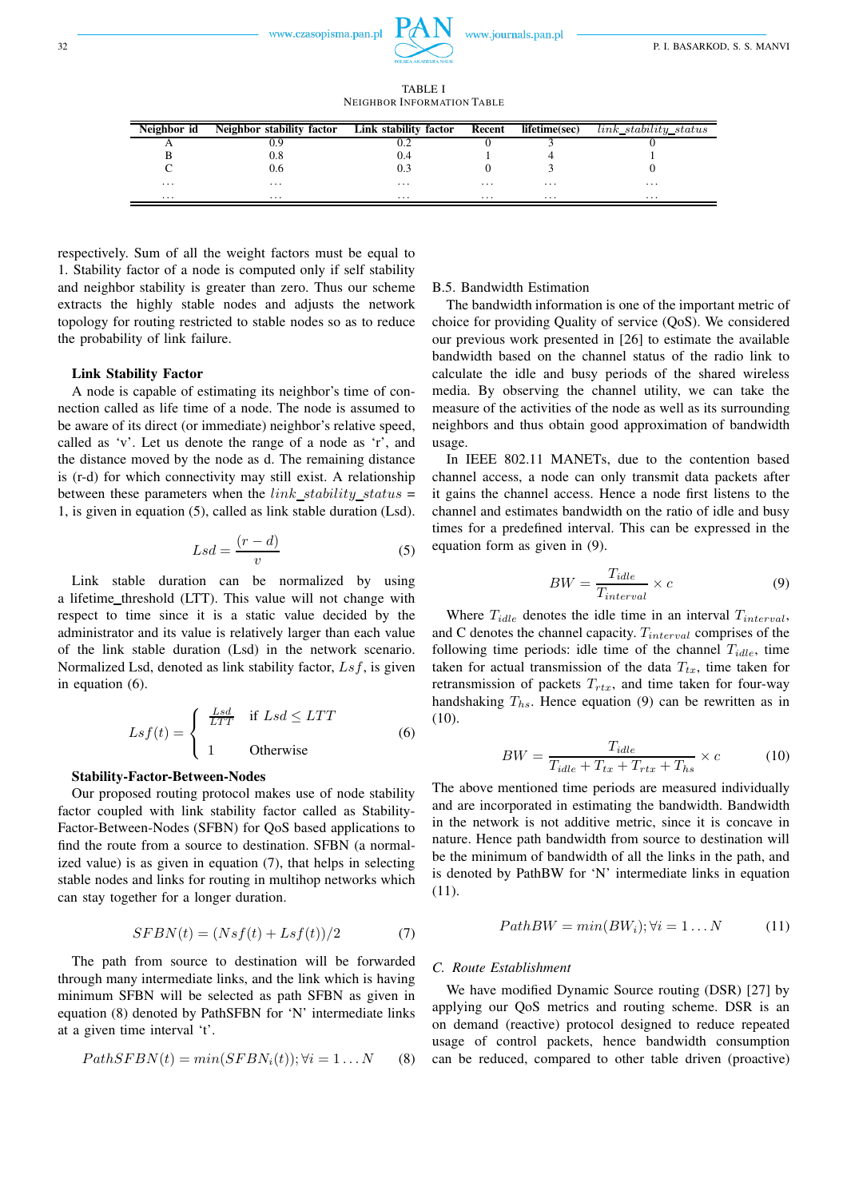TABLE I
NEIGHBOR INFORMATION TABLE

| Neighbor id | Neighbor stability factor | Link stability factor | Recent | lifetime(sec) | $link\_stability\_status$ |
|---|---|---|---|---|---|
| A | 0.9 | 0.2 | 0 | 3 | 0 |
| B | 0.8 | 0.4 | 1 | 4 | 1 |
| C | 0.6 | 0.3 | 0 | 3 | 0 |
| ... | ... | ... | ... | ... | ... |
| ... | ... | ... | ... | ... | ... |

respectively. Sum of all the weight factors must be equal to 1. Stability factor of a node is computed only if self stability and neighbor stability is greater than zero. Thus our scheme extracts the highly stable nodes and adjusts the network topology for routing restricted to stable nodes so as to reduce the probability of link failure.

**Link Stability Factor**

A node is capable of estimating its neighbor's time of connection called as life time of a node. The node is assumed to be aware of its direct (or immediate) neighbor's relative speed, called as 'v'. Let us denote the range of a node as 'r', and the distance moved by the node as d. The remaining distance is (r-d) for which connectivity may still exist. A relationship between these parameters when the $link\_stability\_status$ = 1, is given in equation (5), called as link stable duration (Lsd).

$$Lsd = \frac{(r-d)}{v} \tag{5}$$

Link stable duration can be normalized by using a lifetime_threshold (LTT). This value will not change with respect to time since it is a static value decided by the administrator and its value is relatively larger than each value of the link stable duration (Lsd) in the network scenario. Normalized Lsd, denoted as link stability factor, $Lsf$, is given in equation (6).

$$Lsf(t) = \begin{cases} \frac{Lsd}{LTT} & \text{if } Lsd \leq LTT \\ 1 & \text{Otherwise} \end{cases} \tag{6}$$

**Stability-Factor-Between-Nodes**

Our proposed routing protocol makes use of node stability factor coupled with link stability factor called as Stability-Factor-Between-Nodes (SFBN) for QoS based applications to find the route from a source to destination. SFBN (a normalized value) is as given in equation (7), that helps in selecting stable nodes and links for routing in multihop networks which can stay together for a longer duration.

$$SFBN(t) = (Nsf(t) + Lsf(t))/2 \tag{7}$$

The path from source to destination will be forwarded through many intermediate links, and the link which is having minimum SFBN will be selected as path SFBN as given in equation (8) denoted by PathSFBN for 'N' intermediate links at a given time interval 't'.

$$PathSFBN(t) = min(SFBN_i(t)); \forall i = 1 \ldots N \tag{8}$$

B.5. Bandwidth Estimation

The bandwidth information is one of the important metric of choice for providing Quality of service (QoS). We considered our previous work presented in [26] to estimate the available bandwidth based on the channel status of the radio link to calculate the idle and busy periods of the shared wireless media. By observing the channel utility, we can take the measure of the activities of the node as well as its surrounding neighbors and thus obtain good approximation of bandwidth usage.

In IEEE 802.11 MANETs, due to the contention based channel access, a node can only transmit data packets after it gains the channel access. Hence a node first listens to the channel and estimates bandwidth on the ratio of idle and busy times for a predefined interval. This can be expressed in the equation form as given in (9).

$$BW = \frac{T_{idle}}{T_{interval}} \times c \tag{9}$$

Where $T_{idle}$ denotes the idle time in an interval $T_{interval}$, and C denotes the channel capacity. $T_{interval}$ comprises of the following time periods: idle time of the channel $T_{idle}$, time taken for actual transmission of the data $T_{tx}$, time taken for retransmission of packets $T_{rtx}$, and time taken for four-way handshaking $T_{hs}$. Hence equation (9) can be rewritten as in (10).

$$BW = \frac{T_{idle}}{T_{idle} + T_{tx} + T_{rtx} + T_{hs}} \times c \tag{10}$$

The above mentioned time periods are measured individually and are incorporated in estimating the bandwidth. Bandwidth in the network is not additive metric, since it is concave in nature. Hence path bandwidth from source to destination will be the minimum of bandwidth of all the links in the path, and is denoted by PathBW for 'N' intermediate links in equation (11).

$$PathBW = min(BW_i); \forall i = 1 \ldots N \tag{11}$$

### C. Route Establishment

We have modified Dynamic Source routing (DSR) [27] by applying our QoS metrics and routing scheme. DSR is an on demand (reactive) protocol designed to reduce repeated usage of control packets, hence bandwidth consumption can be reduced, compared to other table driven (proactive)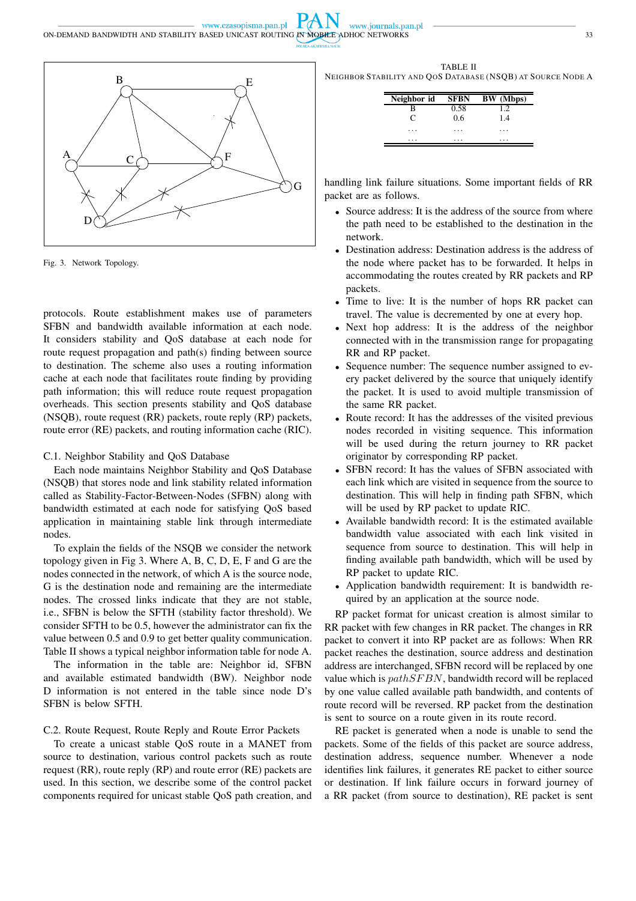A

B

C

D

E

F

G

Fig. 3. Network Topology.

protocols. Route establishment makes use of parameters SFBN and bandwidth available information at each node. It considers stability and QoS database at each node for route request propagation and path(s) finding between source to destination. The scheme also uses a routing information cache at each node that facilitates route finding by providing path information; this will reduce route request propagation overheads. This section presents stability and QoS database (NSQB), route request (RR) packets, route reply (RP) packets, route error (RE) packets, and routing information cache (RIC).

### C.1. Neighbor Stability and QoS Database

Each node maintains Neighbor Stability and QoS Database (NSQB) that stores node and link stability related information called as Stability-Factor-Between-Nodes (SFBN) along with bandwidth estimated at each node for satisfying QoS based application in maintaining stable link through intermediate nodes.

To explain the fields of the NSQB we consider the network topology given in Fig 3. Where A, B, C, D, E, F and G are the nodes connected in the network, of which A is the source node, G is the destination node and remaining are the intermediate nodes. The crossed links indicate that they are not stable, i.e., SFBN is below the SFTH (stability factor threshold). We consider SFTH to be 0.5, however the administrator can fix the value between 0.5 and 0.9 to get better quality communication. Table II shows a typical neighbor information table for node A.

The information in the table are: Neighbor id, SFBN and available estimated bandwidth (BW). Neighbor node D information is not entered in the table since node D's SFBN is below SFTH.

### C.2. Route Request, Route Reply and Route Error Packets

To create a unicast stable QoS route in a MANET from source to destination, various control packets such as route request (RR), route reply (RP) and route error (RE) packets are used. In this section, we describe some of the control packet components required for unicast stable QoS path creation, and handling link failure situations. Some important fields of RR packet are as follows.

TABLE II
NEIGHBOR STABILITY AND QOS DATABASE (NSQB) AT SOURCE NODE A

| Neighbor id | SFBN | BW (Mbps) |
|---|---|---|
| B | 0.58 | 1.2 |
| C | 0.6 | 1.4 |
| ... | ... | ... |
| ... | ... | ... |

- Source address: It is the address of the source from where the path need to be established to the destination in the network.
- Destination address: Destination address is the address of the node where packet has to be forwarded. It helps in accommodating the routes created by RR packets and RP packets.
- Time to live: It is the number of hops RR packet can travel. The value is decremented by one at every hop.
- Next hop address: It is the address of the neighbor connected in the transmission range for propagating RR and RP packet.
- Sequence number: The sequence number assigned to every packet delivered by the source that uniquely identify the packet. It is used to avoid multiple transmission of the same RR packet.
- Route record: It has the addresses of the visited previous nodes recorded in visiting sequence. This information will be used during the return journey to RR packet originator by corresponding RP packet.
- SFBN record: It has the values of SFBN associated with each link which are visited in sequence from the source to destination. This will help in finding path SFBN, which will be used by RP packet to update RIC.
- Available bandwidth record: It is the estimated available bandwidth value associated with each link visited in sequence from source to destination. This will help in finding available path bandwidth, which will be used by RP packet to update RIC.
- Application bandwidth requirement: It is bandwidth required by an application at the source node.

RP packet format for unicast creation is almost similar to RR packet with few changes in RR packet. The changes in RR packet to convert it into RP packet are as follows: When RR packet reaches the destination, source address and destination address are interchanged, SFBN record will be replaced by one value which is $pathSFBN$, bandwidth record will be replaced by one value called available path bandwidth, and contents of route record will be reversed. RP packet from the destination is sent to source on a route given in its route record.

RE packet is generated when a node is unable to send the packets. Some of the fields of this packet are source address, destination address, sequence number. Whenever a node identifies link failures, it generates RE packet to either source or destination. If link failure occurs in forward journey of a RR packet (from source to destination), RE packet is sent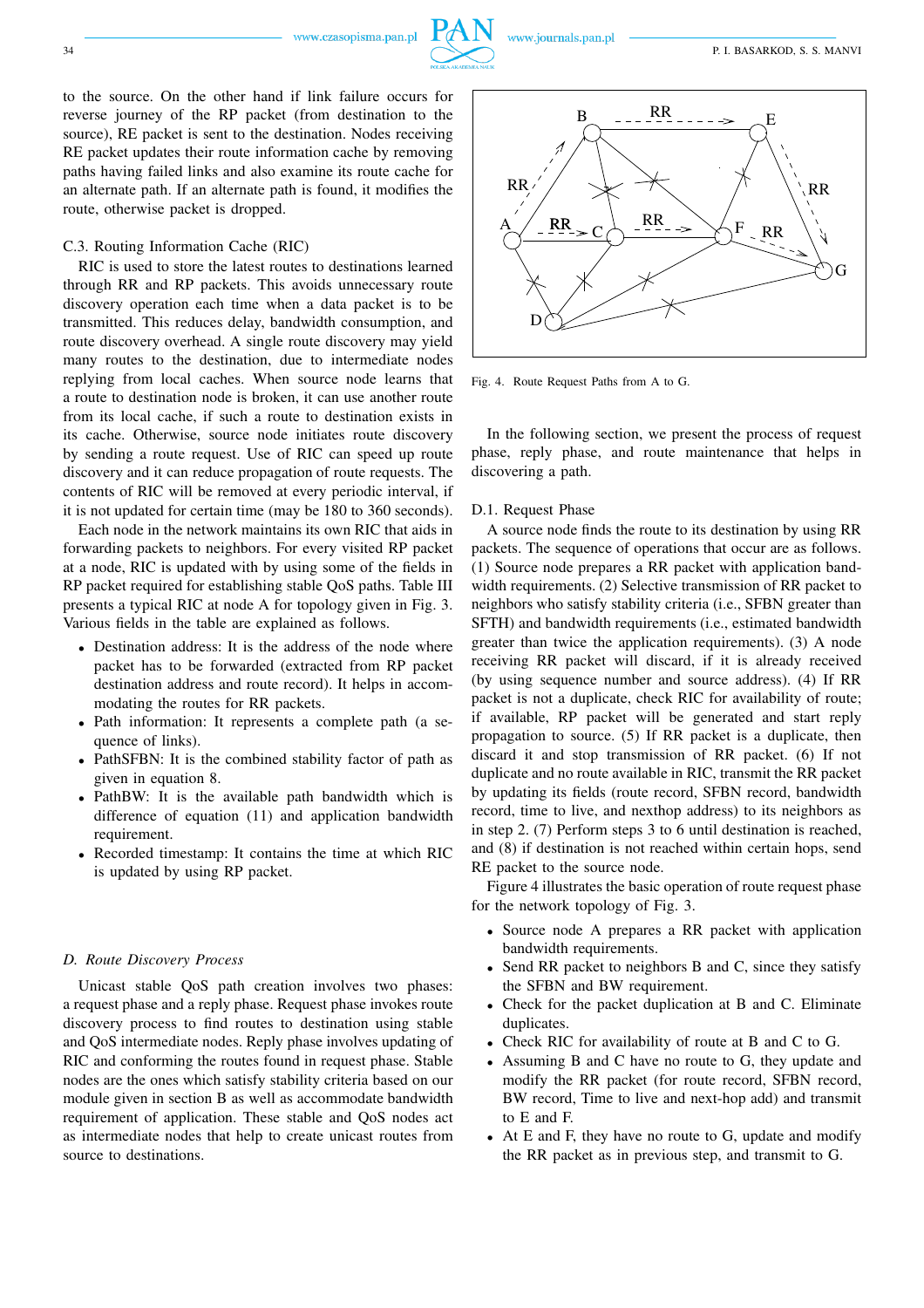to the source. On the other hand if link failure occurs for reverse journey of the RP packet (from destination to the source), RE packet is sent to the destination. Nodes receiving RE packet updates their route information cache by removing paths having failed links and also examine its route cache for an alternate path. If an alternate path is found, it modifies the route, otherwise packet is dropped.

C.3. Routing Information Cache (RIC)

RIC is used to store the latest routes to destinations learned through RR and RP packets. This avoids unnecessary route discovery operation each time when a data packet is to be transmitted. This reduces delay, bandwidth consumption, and route discovery overhead. A single route discovery may yield many routes to the destination, due to intermediate nodes replying from local caches. When source node learns that a route to destination node is broken, it can use another route from its local cache, if such a route to destination exists in its cache. Otherwise, source node initiates route discovery by sending a route request. Use of RIC can speed up route discovery and it can reduce propagation of route requests. The contents of RIC will be removed at every periodic interval, if it is not updated for certain time (may be 180 to 360 seconds).

Each node in the network maintains its own RIC that aids in forwarding packets to neighbors. For every visited RP packet at a node, RIC is updated with by using some of the fields in RP packet required for establishing stable QoS paths. Table III presents a typical RIC at node A for topology given in Fig. 3. Various fields in the table are explained as follows.

- Destination address: It is the address of the node where packet has to be forwarded (extracted from RP packet destination address and route record). It helps in accommodating the routes for RR packets.
- Path information: It represents a complete path (a sequence of links).
- PathSFBN: It is the combined stability factor of path as given in equation 8.
- PathBW: It is the available path bandwidth which is difference of equation (11) and application bandwidth requirement.
- Recorded timestamp: It contains the time at which RIC is updated by using RP packet.

### D. Route Discovery Process

Unicast stable QoS path creation involves two phases: a request phase and a reply phase. Request phase invokes route discovery process to find routes to destination using stable and QoS intermediate nodes. Reply phase involves updating of RIC and conforming the routes found in request phase. Stable nodes are the ones which satisfy stability criteria based on our module given in section B as well as accommodate bandwidth requirement of application. These stable and QoS nodes act as intermediate nodes that help to create unicast routes from source to destinations.

Fig. 4. Route Request Paths from A to G.

In the following section, we present the process of request phase, reply phase, and route maintenance that helps in discovering a path.

D.1. Request Phase

A source node finds the route to its destination by using RR packets. The sequence of operations that occur are as follows. (1) Source node prepares a RR packet with application bandwidth requirements. (2) Selective transmission of RR packet to neighbors who satisfy stability criteria (i.e., SFBN greater than SFTH) and bandwidth requirements (i.e., estimated bandwidth greater than twice the application requirements). (3) A node receiving RR packet will discard, if it is already received (by using sequence number and source address). (4) If RR packet is not a duplicate, check RIC for availability of route; if available, RP packet will be generated and start reply propagation to source. (5) If RR packet is a duplicate, then discard it and stop transmission of RR packet. (6) If not duplicate and no route available in RIC, transmit the RR packet by updating its fields (route record, SFBN record, bandwidth record, time to live, and nexthop address) to its neighbors as in step 2. (7) Perform steps 3 to 6 until destination is reached, and (8) if destination is not reached within certain hops, send RE packet to the source node.

Figure 4 illustrates the basic operation of route request phase for the network topology of Fig. 3.

- Source node A prepares a RR packet with application bandwidth requirements.
- Send RR packet to neighbors B and C, since they satisfy the SFBN and BW requirement.
- Check for the packet duplication at B and C. Eliminate duplicates.
- Check RIC for availability of route at B and C to G.
- Assuming B and C have no route to G, they update and modify the RR packet (for route record, SFBN record, BW record, Time to live and next-hop add) and transmit to E and F.
- At E and F, they have no route to G, update and modify the RR packet as in previous step, and transmit to G.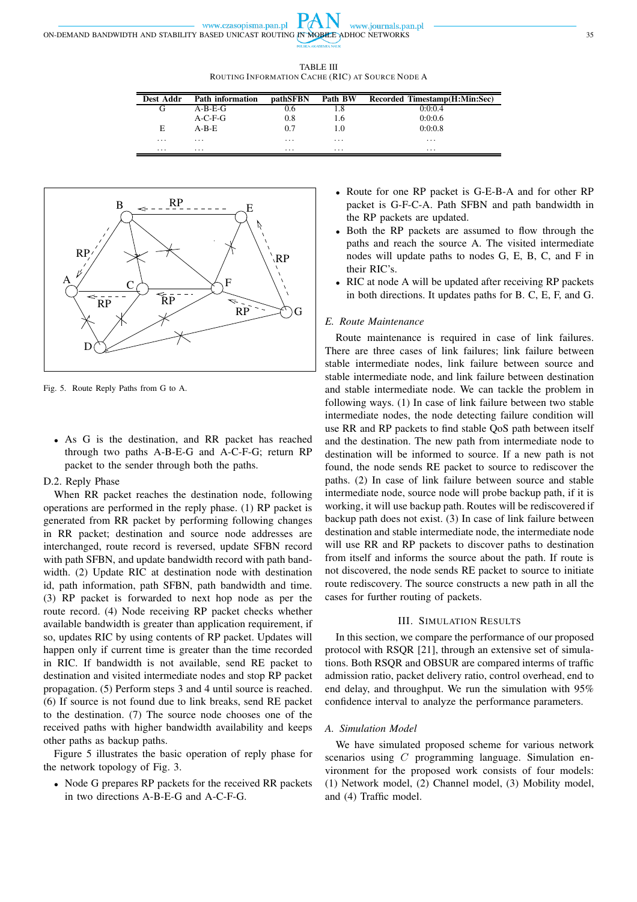TABLE III
ROUTING INFORMATION CACHE (RIC) AT SOURCE NODE A

| Dest Addr | Path information | pathSFBN | Path BW | Recorded Timestamp(H:Min:Sec) |
|---|---|---|---|---|
| G | A-B-E-G | 0.6 | 1.8 | 0:0:0.4 |
| | A-C-F-G | 0.8 | 1.6 | 0:0:0.6 |
| E | A-B-E | 0.7 | 1.0 | 0:0:0.8 |
| ... | ... | ... | ... | ... |
| ... | ... | ... | ... | ... |

B
RP
E
RP
RP
A
C
F
RP
RP
RP
G
D

Fig. 5. Route Reply Paths from G to A.

- As G is the destination, and RR packet has reached through two paths A-B-E-G and A-C-F-G; return RP packet to the sender through both the paths.

D.2. Reply Phase

When RR packet reaches the destination node, following operations are performed in the reply phase. (1) RP packet is generated from RR packet by performing following changes in RR packet; destination and source node addresses are interchanged, route record is reversed, update SFBN record with path SFBN, and update bandwidth record with path bandwidth. (2) Update RIC at destination node with destination id, path information, path SFBN, path bandwidth and time. (3) RP packet is forwarded to next hop node as per the route record. (4) Node receiving RP packet checks whether available bandwidth is greater than application requirement, if so, updates RIC by using contents of RP packet. Updates will happen only if current time is greater than the time recorded in RIC. If bandwidth is not available, send RE packet to destination and visited intermediate nodes and stop RP packet propagation. (5) Perform steps 3 and 4 until source is reached. (6) If source is not found due to link breaks, send RE packet to the destination. (7) The source node chooses one of the received paths with higher bandwidth availability and keeps other paths as backup paths.

Figure 5 illustrates the basic operation of reply phase for the network topology of Fig. 3.

- Node G prepares RP packets for the received RR packets in two directions A-B-E-G and A-C-F-G.
- Route for one RP packet is G-E-B-A and for other RP packet is G-F-C-A. Path SFBN and path bandwidth in the RP packets are updated.
- Both the RP packets are assumed to flow through the paths and reach the source A. The visited intermediate nodes will update paths to nodes G, E, B, C, and F in their RIC's.
- RIC at node A will be updated after receiving RP packets in both directions. It updates paths for B. C, E, F, and G.

### E. Route Maintenance

Route maintenance is required in case of link failures. There are three cases of link failures; link failure between stable intermediate nodes, link failure between source and stable intermediate node, and link failure between destination and stable intermediate node. We can tackle the problem in following ways. (1) In case of link failure between two stable intermediate nodes, the node detecting failure condition will use RR and RP packets to find stable QoS path between itself and the destination. The new path from intermediate node to destination will be informed to source. If a new path is not found, the node sends RE packet to source to rediscover the paths. (2) In case of link failure between source and stable intermediate node, source node will probe backup path, if it is working, it will use backup path. Routes will be rediscovered if backup path does not exist. (3) In case of link failure between destination and stable intermediate node, the intermediate node will use RR and RP packets to discover paths to destination from itself and informs the source about the path. If route is not discovered, the node sends RE packet to source to initiate route rediscovery. The source constructs a new path in all the cases for further routing of packets.

## III. SIMULATION RESULTS

In this section, we compare the performance of our proposed protocol with RSQR [21], through an extensive set of simulations. Both RSQR and OBSUR are compared interms of traffic admission ratio, packet delivery ratio, control overhead, end to end delay, and throughput. We run the simulation with 95% confidence interval to analyze the performance parameters.

### A. Simulation Model

We have simulated proposed scheme for various network scenarios using $C$ programming language. Simulation environment for the proposed work consists of four models: (1) Network model, (2) Channel model, (3) Mobility model, and (4) Traffic model.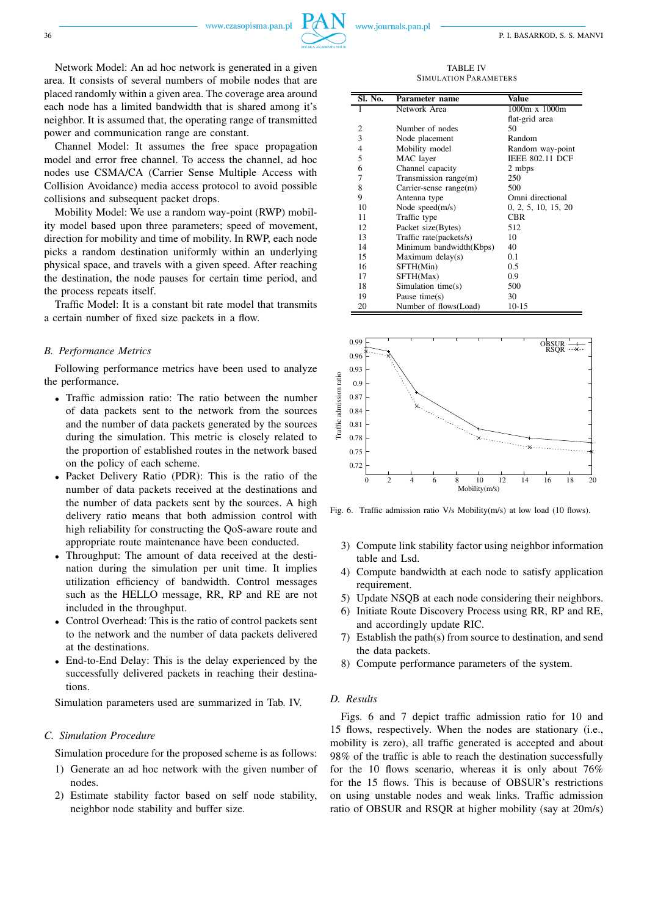Network Model: An ad hoc network is generated in a given area. It consists of several numbers of mobile nodes that are placed randomly within a given area. The coverage area around each node has a limited bandwidth that is shared among it's neighbor. It is assumed that, the operating range of transmitted power and communication range are constant.

Channel Model: It assumes the free space propagation model and error free channel. To access the channel, ad hoc nodes use CSMA/CA (Carrier Sense Multiple Access with Collision Avoidance) media access protocol to avoid possible collisions and subsequent packet drops.

Mobility Model: We use a random way-point (RWP) mobility model based upon three parameters; speed of movement, direction for mobility and time of mobility. In RWP, each node picks a random destination uniformly within an underlying physical space, and travels with a given speed. After reaching the destination, the node pauses for certain time period, and the process repeats itself.

Traffic Model: It is a constant bit rate model that transmits a certain number of fixed size packets in a flow.

### B. Performance Metrics

Following performance metrics have been used to analyze the performance.

- Traffic admission ratio: The ratio between the number of data packets sent to the network from the sources and the number of data packets generated by the sources during the simulation. This metric is closely related to the proportion of established routes in the network based on the policy of each scheme.
- Packet Delivery Ratio (PDR): This is the ratio of the number of data packets received at the destinations and the number of data packets sent by the sources. A high delivery ratio means that both admission control with high reliability for constructing the QoS-aware route and appropriate route maintenance have been conducted.
- Throughput: The amount of data received at the destination during the simulation per unit time. It implies utilization efficiency of bandwidth. Control messages such as the HELLO message, RR, RP and RE are not included in the throughput.
- Control Overhead: This is the ratio of control packets sent to the network and the number of data packets delivered at the destinations.
- End-to-End Delay: This is the delay experienced by the successfully delivered packets in reaching their destinations.

Simulation parameters used are summarized in Tab. IV.

### C. Simulation Procedure

Simulation procedure for the proposed scheme is as follows:

1) Generate an ad hoc network with the given number of nodes.
2) Estimate stability factor based on self node stability, neighbor node stability and buffer size.
3) Compute link stability factor using neighbor information table and Lsd.
4) Compute bandwidth at each node to satisfy application requirement.
5) Update NSQB at each node considering their neighbors.
6) Initiate Route Discovery Process using RR, RP and RE, and accordingly update RIC.
7) Establish the path(s) from source to destination, and send the data packets.
8) Compute performance parameters of the system.

TABLE IV
SIMULATION PARAMETERS

| Sl. No. | Parameter name | Value |
|---|---|---|
| 1 | Network Area | 1000m x 1000m flat-grid area |
| 2 | Number of nodes | 50 |
| 3 | Node placement | Random |
| 4 | Mobility model | Random way-point |
| 5 | MAC layer | IEEE 802.11 DCF |
| 6 | Channel capacity | 2 mbps |
| 7 | Transmission range(m) | 250 |
| 8 | Carrier-sense range(m) | 500 |
| 9 | Antenna type | Omni directional |
| 10 | Node speed(m/s) | 0, 2, 5, 10, 15, 20 |
| 11 | Traffic type | CBR |
| 12 | Packet size(Bytes) | 512 |
| 13 | Traffic rate(packets/s) | 10 |
| 14 | Minimum bandwidth(Kbps) | 40 |
| 15 | Maximum delay(s) | 0.1 |
| 16 | SFTH(Min) | 0.5 |
| 17 | SFTH(Max) | 0.9 |
| 18 | Simulation time(s) | 500 |
| 19 | Pause time(s) | 30 |
| 20 | Number of flows(Load) | 10-15 |

OBSUR
RSQR
Traffic admission ratio
0.99
0.96
0.93
0.9
0.87
0.84
0.81
0.78
0.75
0.72
0 2 4 6 8 10 12 14 16 18 20
Mobility(m/s)

Fig. 6. Traffic admission ratio V/s Mobility(m/s) at low load (10 flows).

### D. Results

Figs. 6 and 7 depict traffic admission ratio for 10 and 15 flows, respectively. When the nodes are stationary (i.e., mobility is zero), all traffic generated is accepted and about 98% of the traffic is able to reach the destination successfully for the 10 flows scenario, whereas it is only about 76% for the 15 flows. This is because of OBSUR's restrictions on using unstable nodes and weak links. Traffic admission ratio of OBSUR and RSQR at higher mobility (say at 20m/s)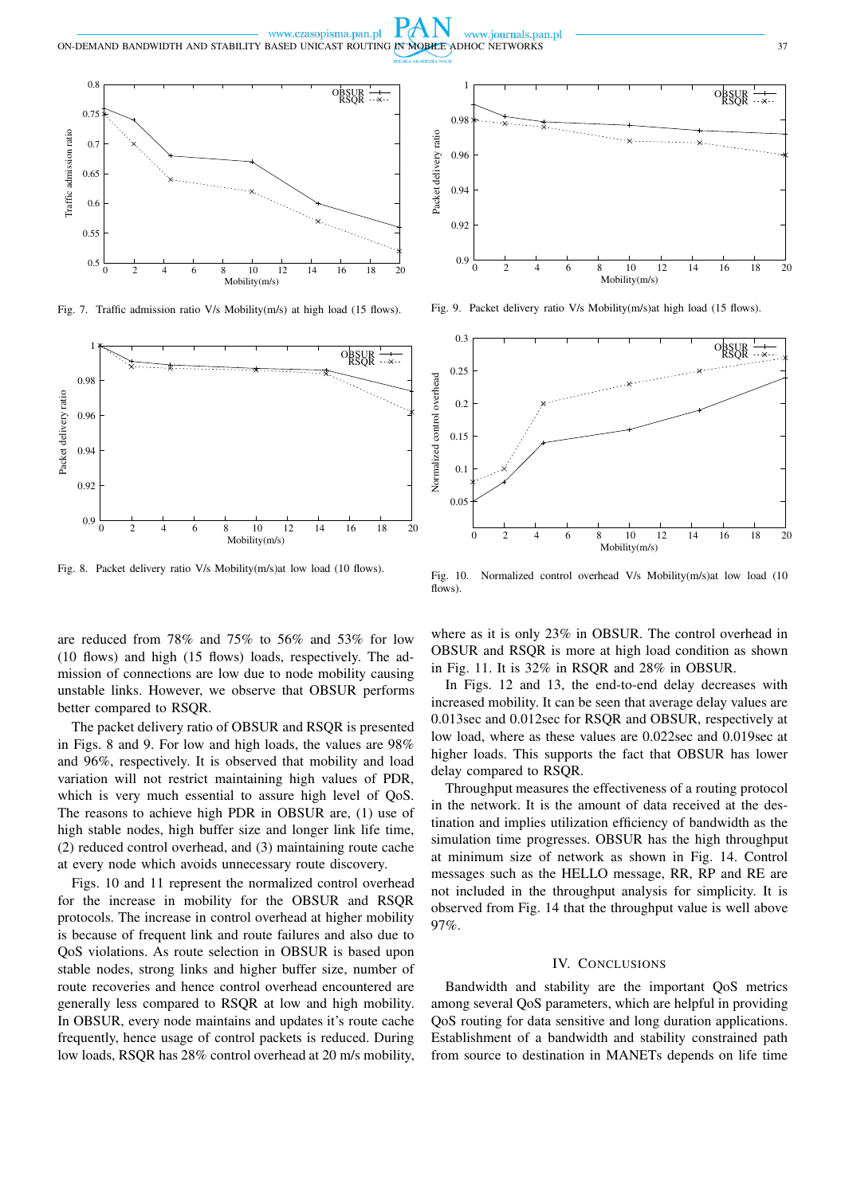Fig. 7. Traffic admission ratio V/s Mobility(m/s) at high load (15 flows).

Fig. 9. Packet delivery ratio V/s Mobility(m/s)at high load (15 flows).

Fig. 8. Packet delivery ratio V/s Mobility(m/s)at low load (10 flows).

Fig. 10. Normalized control overhead V/s Mobility(m/s)at low load (10 flows).

are reduced from 78% and 75% to 56% and 53% for low (10 flows) and high (15 flows) loads, respectively. The admission of connections are low due to node mobility causing unstable links. However, we observe that OBSUR performs better compared to RSQR.

The packet delivery ratio of OBSUR and RSQR is presented in Figs. 8 and 9. For low and high loads, the values are 98% and 96%, respectively. It is observed that mobility and load variation will not restrict maintaining high values of PDR, which is very much essential to assure high level of QoS. The reasons to achieve high PDR in OBSUR are, (1) use of high stable nodes, high buffer size and longer link life time, (2) reduced control overhead, and (3) maintaining route cache at every node which avoids unnecessary route discovery.

Figs. 10 and 11 represent the normalized control overhead for the increase in mobility for the OBSUR and RSQR protocols. The increase in control overhead at higher mobility is because of frequent link and route failures and also due to QoS violations. As route selection in OBSUR is based upon stable nodes, strong links and higher buffer size, number of route recoveries and hence control overhead encountered are generally less compared to RSQR at low and high mobility. In OBSUR, every node maintains and updates it's route cache frequently, hence usage of control packets is reduced. During low loads, RSQR has 28% control overhead at 20 m/s mobility, where as it is only 23% in OBSUR. The control overhead in OBSUR and RSQR is more at high load condition as shown in Fig. 11. It is 32% in RSQR and 28% in OBSUR.

In Figs. 12 and 13, the end-to-end delay decreases with increased mobility. It can be seen that average delay values are 0.013sec and 0.012sec for RSQR and OBSUR, respectively at low load, where as these values are 0.022sec and 0.019sec at higher loads. This supports the fact that OBSUR has lower delay compared to RSQR.

Throughput measures the effectiveness of a routing protocol in the network. It is the amount of data received at the destination and implies utilization efficiency of bandwidth as the simulation time progresses. OBSUR has the high throughput at minimum size of network as shown in Fig. 14. Control messages such as the HELLO message, RR, RP and RE are not included in the throughput analysis for simplicity. It is observed from Fig. 14 that the throughput value is well above 97%.

## IV. Conclusions

Bandwidth and stability are the important QoS metrics among several QoS parameters, which are helpful in providing QoS routing for data sensitive and long duration applications. Establishment of a bandwidth and stability constrained path from source to destination in MANETs depends on life time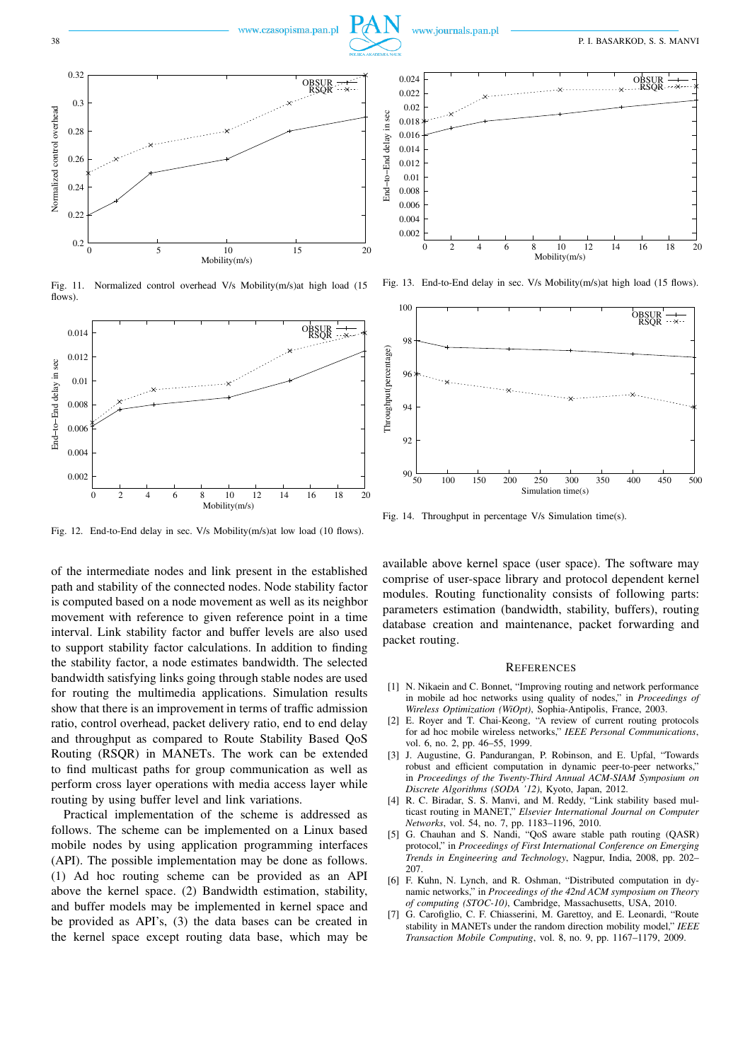0.32
0.3
0.28
0.26
0.24
0.22
0.2
Normalized control overhead
0 5 10 15 20
Mobility(m/s)
OBSUR
RSQR

Fig. 11. Normalized control overhead V/s Mobility(m/s)at high load (15 flows).

0.024
0.022
0.02
0.018
0.016
0.014
0.012
0.01
0.008
0.006
0.004
0.002
End-to-End delay in sec
0 2 4 6 8 10 12 14 16 18 20
Mobility(m/s)
OBSUR
RSQR

Fig. 13. End-to-End delay in sec. V/s Mobility(m/s)at high load (15 flows).

0.014
0.012
0.01
0.008
0.006
0.004
0.002
End-to-End delay in sec
0 2 4 6 8 10 12 14 16 18 20
Mobility(m/s)
OBSUR
RSQR

Fig. 12. End-to-End delay in sec. V/s Mobility(m/s)at low load (10 flows).

100
98
96
94
92
90
Throughput(percentage)
50 100 150 200 250 300 350 400 450 500
Simulation time(s)
OBSUR
RSQR

Fig. 14. Throughput in percentage V/s Simulation time(s).

of the intermediate nodes and link present in the established path and stability of the connected nodes. Node stability factor is computed based on a node movement as well as its neighbor movement with reference to given reference point in a time interval. Link stability factor and buffer levels are also used to support stability factor calculations. In addition to finding the stability factor, a node estimates bandwidth. The selected bandwidth satisfying links going through stable nodes are used for routing the multimedia applications. Simulation results show that there is an improvement in terms of traffic admission ratio, control overhead, packet delivery ratio, end to end delay and throughput as compared to Route Stability Based QoS Routing (RSQR) in MANETs. The work can be extended to find multicast paths for group communication as well as perform cross layer operations with media access layer while routing by using buffer level and link variations.

Practical implementation of the scheme is addressed as follows. The scheme can be implemented on a Linux based mobile nodes by using application programming interfaces (API). The possible implementation may be done as follows. (1) Ad hoc routing scheme can be provided as an API above the kernel space. (2) Bandwidth estimation, stability, and buffer models may be implemented in kernel space and be provided as API's, (3) the data bases can be created in the kernel space except routing data base, which may be available above kernel space (user space). The software may comprise of user-space library and protocol dependent kernel modules. Routing functionality consists of following parts: parameters estimation (bandwidth, stability, buffers), routing database creation and maintenance, packet forwarding and packet routing.

## REFERENCES

[1] N. Nikaein and C. Bonnet, "Improving routing and network performance in mobile ad hoc networks using quality of nodes," in *Proceedings of Wireless Optimization (WiOpt)*, Sophia-Antipolis, France, 2003.

[2] E. Royer and T. Chai-Keong, "A review of current routing protocols for ad hoc mobile wireless networks," *IEEE Personal Communications*, vol. 6, no. 2, pp. 46–55, 1999.

[3] J. Augustine, G. Pandurangan, P. Robinson, and E. Upfal, "Towards robust and efficient computation in dynamic peer-to-peer networks," in *Proceedings of the Twenty-Third Annual ACM-SIAM Symposium on Discrete Algorithms (SODA '12)*, Kyoto, Japan, 2012.

[4] R. C. Biradar, S. S. Manvi, and M. Reddy, "Link stability based multicast routing in MANET," *Elsevier International Journal on Computer Networks*, vol. 54, no. 7, pp. 1183–1196, 2010.

[5] G. Chauhan and S. Nandi, "QoS aware stable path routing (QASR) protocol," in *Proceedings of First International Conference on Emerging Trends in Engineering and Technology*, Nagpur, India, 2008, pp. 202–207.

[6] F. Kuhn, N. Lynch, and R. Oshman, "Distributed computation in dynamic networks," in *Proceedings of the 42nd ACM symposium on Theory of computing (STOC-10)*, Cambridge, Massachusetts, USA, 2010.

[7] G. Carofiglio, C. F. Chiasserini, M. Garettoy, and E. Leonardi, "Route stability in MANETs under the random direction mobility model," *IEEE Transaction Mobile Computing*, vol. 8, no. 9, pp. 1167–1179, 2009.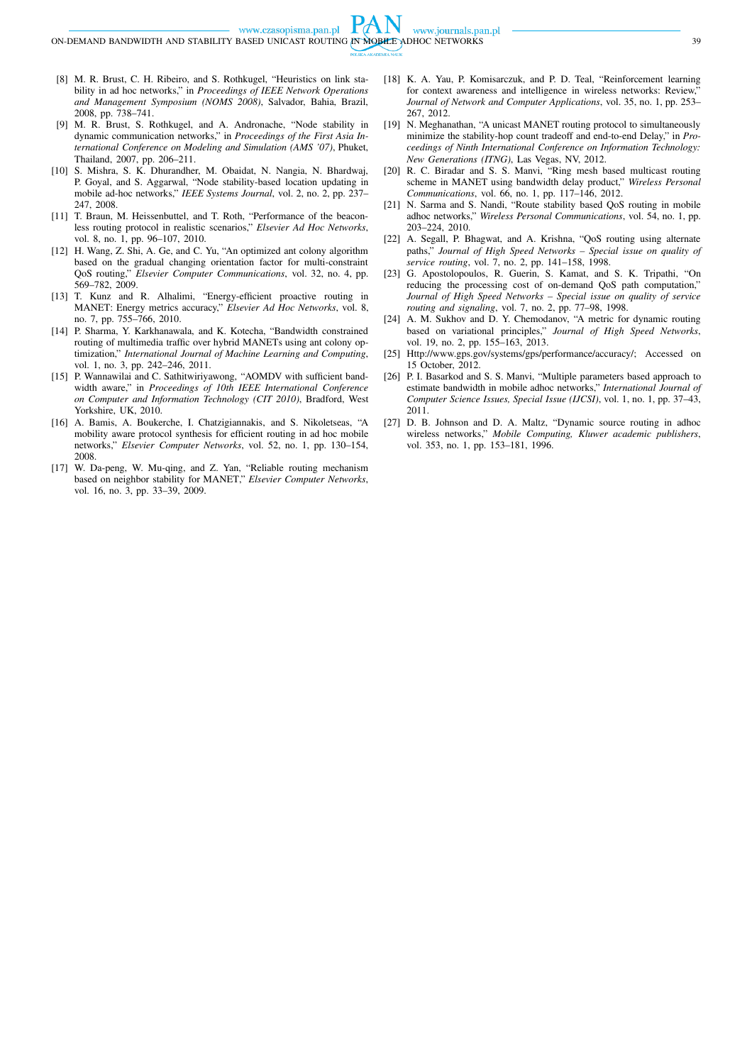[8] M. R. Brust, C. H. Ribeiro, and S. Rothkugel, "Heuristics on link stability in ad hoc networks," in *Proceedings of IEEE Network Operations and Management Symposium (NOMS 2008)*, Salvador, Bahia, Brazil, 2008, pp. 738–741.

[9] M. R. Brust, S. Rothkugel, and A. Andronache, "Node stability in dynamic communication networks," in *Proceedings of the First Asia International Conference on Modeling and Simulation (AMS '07)*, Phuket, Thailand, 2007, pp. 206–211.

[10] S. Mishra, S. K. Dhurandher, M. Obaidat, N. Nangia, N. Bhardwaj, P. Goyal, and S. Aggarwal, "Node stability-based location updating in mobile ad-hoc networks," *IEEE Systems Journal*, vol. 2, no. 2, pp. 237–247, 2008.

[11] T. Braun, M. Heissenbuttel, and T. Roth, "Performance of the beaconless routing protocol in realistic scenarios," *Elsevier Ad Hoc Networks*, vol. 8, no. 1, pp. 96–107, 2010.

[12] H. Wang, Z. Shi, A. Ge, and C. Yu, "An optimized ant colony algorithm based on the gradual changing orientation factor for multi-constraint QoS routing," *Elsevier Computer Communications*, vol. 32, no. 4, pp. 569–782, 2009.

[13] T. Kunz and R. Alhalimi, "Energy-efficient proactive routing in MANET: Energy metrics accuracy," *Elsevier Ad Hoc Networks*, vol. 8, no. 7, pp. 755–766, 2010.

[14] P. Sharma, Y. Karkhanawala, and K. Kotecha, "Bandwidth constrained routing of multimedia traffic over hybrid MANETs using ant colony optimization," *International Journal of Machine Learning and Computing*, vol. 1, no. 3, pp. 242–246, 2011.

[15] P. Wannawilai and C. Sathitwiriyawong, "AOMDV with sufficient bandwidth aware," in *Proceedings of 10th IEEE International Conference on Computer and Information Technology (CIT 2010)*, Bradford, West Yorkshire, UK, 2010.

[16] A. Bamis, A. Boukerche, I. Chatzigiannakis, and S. Nikoletseas, "A mobility aware protocol synthesis for efficient routing in ad hoc mobile networks," *Elsevier Computer Networks*, vol. 52, no. 1, pp. 130–154, 2008.

[17] W. Da-peng, W. Mu-qing, and Z. Yan, "Reliable routing mechanism based on neighbor stability for MANET," *Elsevier Computer Networks*, vol. 16, no. 3, pp. 33–39, 2009.

[18] K. A. Yau, P. Komisarczuk, and P. D. Teal, "Reinforcement learning for context awareness and intelligence in wireless networks: Review," *Journal of Network and Computer Applications*, vol. 35, no. 1, pp. 253–267, 2012.

[19] N. Meghanathan, "A unicast MANET routing protocol to simultaneously minimize the stability-hop count tradeoff and end-to-end Delay," in *Proceedings of Ninth International Conference on Information Technology: New Generations (ITNG)*, Las Vegas, NV, 2012.

[20] R. C. Biradar and S. S. Manvi, "Ring mesh based multicast routing scheme in MANET using bandwidth delay product," *Wireless Personal Communications*, vol. 66, no. 1, pp. 117–146, 2012.

[21] N. Sarma and S. Nandi, "Route stability based QoS routing in mobile adhoc networks," *Wireless Personal Communications*, vol. 54, no. 1, pp. 203–224, 2010.

[22] A. Segall, P. Bhagwat, and A. Krishna, "QoS routing using alternate paths," *Journal of High Speed Networks – Special issue on quality of service routing*, vol. 7, no. 2, pp. 141–158, 1998.

[23] G. Apostolopoulos, R. Guerin, S. Kamat, and S. K. Tripathi, "On reducing the processing cost of on-demand QoS path computation," *Journal of High Speed Networks – Special issue on quality of service routing and signaling*, vol. 7, no. 2, pp. 77–98, 1998.

[24] A. M. Sukhov and D. Y. Chemodanov, "A metric for dynamic routing based on variational principles," *Journal of High Speed Networks*, vol. 19, no. 2, pp. 155–163, 2013.

[25] Http://www.gps.gov/systems/gps/performance/accuracy/; Accessed on 15 October, 2012.

[26] P. I. Basarkod and S. S. Manvi, "Multiple parameters based approach to estimate bandwidth in mobile adhoc networks," *International Journal of Computer Science Issues, Special Issue (IJCSI)*, vol. 1, no. 1, pp. 37–43, 2011.

[27] D. B. Johnson and D. A. Maltz, "Dynamic source routing in adhoc wireless networks," *Mobile Computing, Kluwer academic publishers*, vol. 353, no. 1, pp. 153–181, 1996.